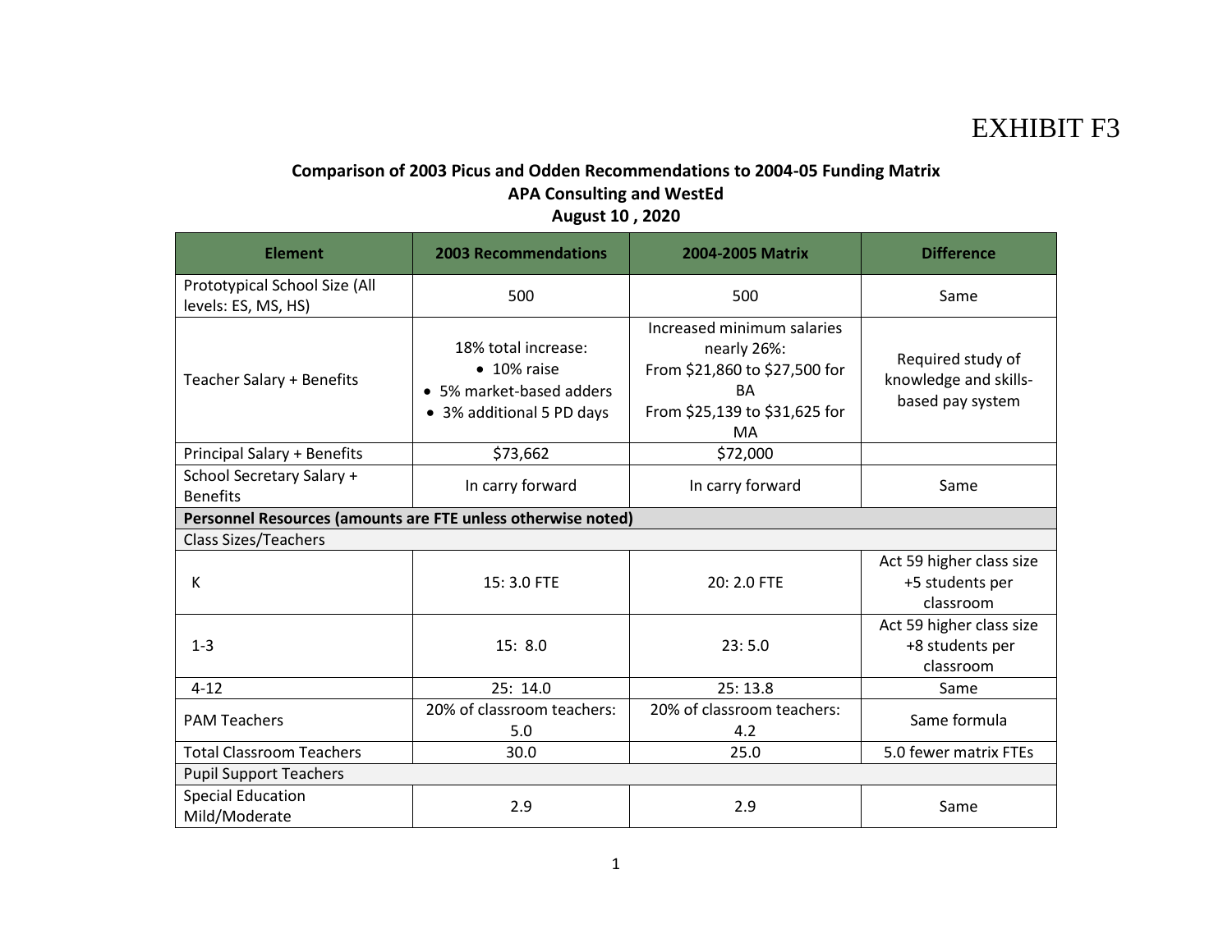EXHIBIT F3

**Comparison of 2003 Picus and Odden Recommendations to 2004-05 Funding Matrix**
**APA Consulting and WestEd**
**August 10 , 2020**

| Element | 2003 Recommendations | 2004-2005 Matrix | Difference |
|---|---|---|---|
| Prototypical School Size (All levels: ES, MS, HS) | 500 | 500 | Same |
| Teacher Salary + Benefits | 18% total increase:<br>• 10% raise<br>• 5% market-based adders<br>• 3% additional 5 PD days | Increased minimum salaries nearly 26%:<br>From $21,860 to $27,500 for BA<br>From $25,139 to $31,625 for MA | Required study of knowledge and skills-based pay system |
| Principal Salary + Benefits | $73,662 | $72,000 | |
| School Secretary Salary + Benefits | In carry forward | In carry forward | Same |
| **Personnel Resources (amounts are FTE unless otherwise noted)** | | | |
| Class Sizes/Teachers | | | |
| K | 15: 3.0 FTE | 20: 2.0 FTE | Act 59 higher class size +5 students per classroom |
| 1-3 | 15: 8.0 | 23: 5.0 | Act 59 higher class size +8 students per classroom |
| 4-12 | 25: 14.0 | 25: 13.8 | Same |
| PAM Teachers | 20% of classroom teachers: 5.0 | 20% of classroom teachers: 4.2 | Same formula |
| Total Classroom Teachers | 30.0 | 25.0 | 5.0 fewer matrix FTEs |
| Pupil Support Teachers | | | |
| Special Education Mild/Moderate | 2.9 | 2.9 | Same |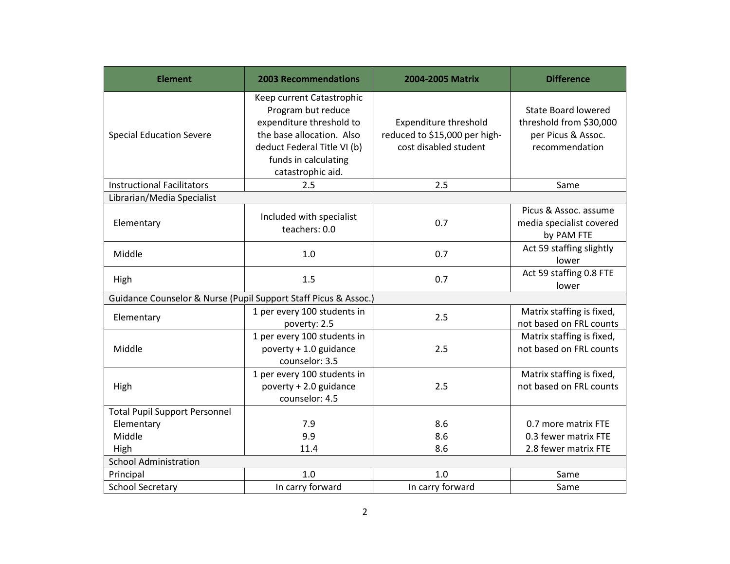| Element | 2003 Recommendations | 2004-2005 Matrix | Difference |
|---|---|---|---|
| Special Education Severe | Keep current Catastrophic Program but reduce expenditure threshold to the base allocation. Also deduct Federal Title VI (b) funds in calculating catastrophic aid. | Expenditure threshold reduced to $15,000 per high-cost disabled student | State Board lowered threshold from $30,000 per Picus & Assoc. recommendation |
| Instructional Facilitators | 2.5 | 2.5 | Same |
| Librarian/Media Specialist | | | |
| Elementary | Included with specialist teachers: 0.0 | 0.7 | Picus & Assoc. assume media specialist covered by PAM FTE |
| Middle | 1.0 | 0.7 | Act 59 staffing slightly lower |
| High | 1.5 | 0.7 | Act 59 staffing 0.8 FTE lower |
| Guidance Counselor & Nurse (Pupil Support Staff Picus & Assoc.) | | | |
| Elementary | 1 per every 100 students in poverty: 2.5 | 2.5 | Matrix staffing is fixed, not based on FRL counts |
| Middle | 1 per every 100 students in poverty + 1.0 guidance counselor: 3.5 | 2.5 | Matrix staffing is fixed, not based on FRL counts |
| High | 1 per every 100 students in poverty + 2.0 guidance counselor: 4.5 | 2.5 | Matrix staffing is fixed, not based on FRL counts |
| Total Pupil Support Personnel<br>Elementary<br>Middle<br>High | <br>7.9<br>9.9<br>11.4 | <br>8.6<br>8.6<br>8.6 | <br>0.7 more matrix FTE<br>0.3 fewer matrix FTE<br>2.8 fewer matrix FTE |
| School Administration | | | |
| Principal | 1.0 | 1.0 | Same |
| School Secretary | In carry forward | In carry forward | Same |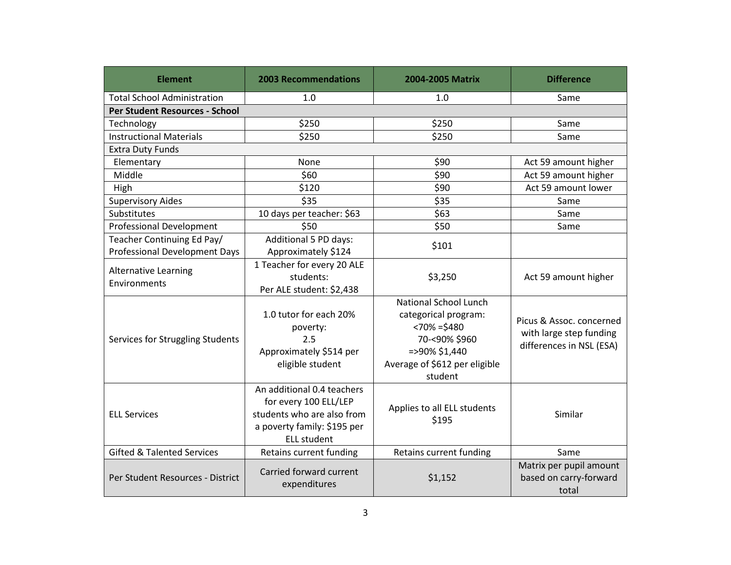| Element | 2003 Recommendations | 2004-2005 Matrix | Difference |
|---|---|---|---|
| Total School Administration | 1.0 | 1.0 | Same |
| **Per Student Resources - School** | | | |
| Technology | $250 | $250 | Same |
| Instructional Materials | $250 | $250 | Same |
| Extra Duty Funds | | | |
| Elementary | None | $90 | Act 59 amount higher |
| Middle | $60 | $90 | Act 59 amount higher |
| High | $120 | $90 | Act 59 amount lower |
| Supervisory Aides | $35 | $35 | Same |
| Substitutes | 10 days per teacher: $63 | $63 | Same |
| Professional Development | $50 | $50 | Same |
| Teacher Continuing Ed Pay/ Professional Development Days | Additional 5 PD days: Approximately $124 | $101 | |
| Alternative Learning Environments | 1 Teacher for every 20 ALE students: Per ALE student: $2,438 | $3,250 | Act 59 amount higher |
| Services for Struggling Students | 1.0 tutor for each 20% poverty: 2.5 Approximately $514 per eligible student | National School Lunch categorical program: <70% =$480 70-<90% $960 =>90% $1,440 Average of $612 per eligible student | Picus & Assoc. concerned with large step funding differences in NSL (ESA) |
| ELL Services | An additional 0.4 teachers for every 100 ELL/LEP students who are also from a poverty family: $195 per ELL student | Applies to all ELL students $195 | Similar |
| Gifted & Talented Services | Retains current funding | Retains current funding | Same |
| Per Student Resources - District | Carried forward current expenditures | $1,152 | Matrix per pupil amount based on carry-forward total |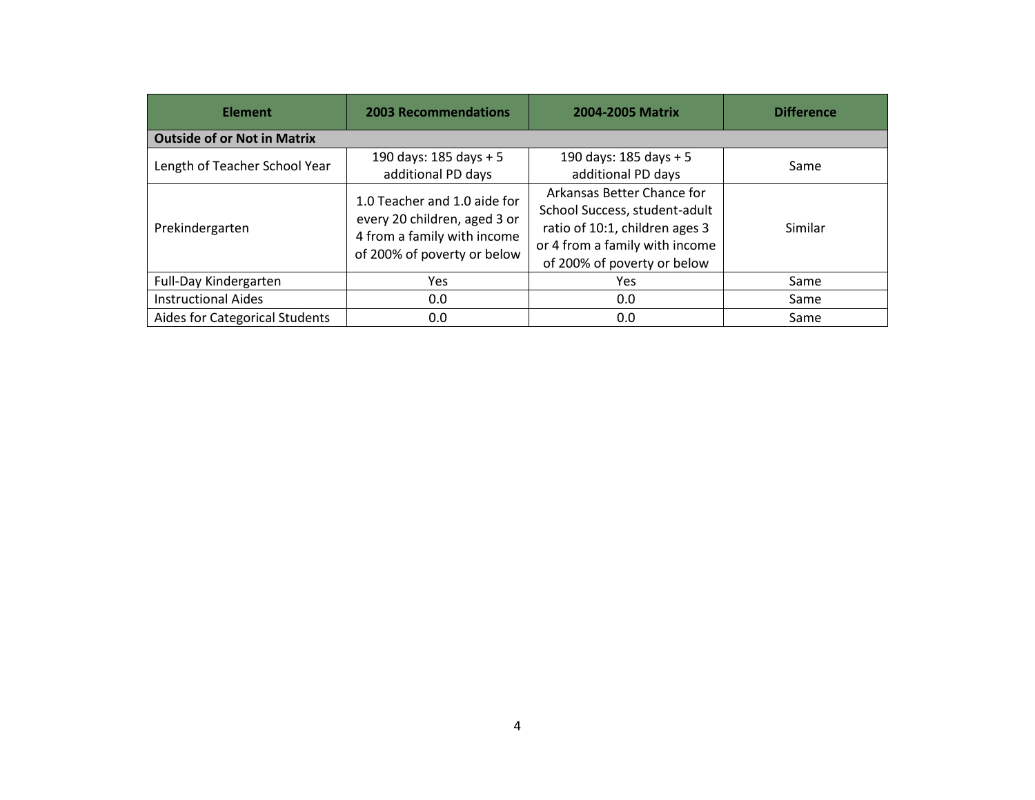| Element | 2003 Recommendations | 2004-2005 Matrix | Difference |
| --- | --- | --- | --- |
| **Outside of or Not in Matrix** | | | |
| Length of Teacher School Year | 190 days: 185 days + 5 additional PD days | 190 days: 185 days + 5 additional PD days | Same |
| Prekindergarten | 1.0 Teacher and 1.0 aide for every 20 children, aged 3 or 4 from a family with income of 200% of poverty or below | Arkansas Better Chance for School Success, student-adult ratio of 10:1, children ages 3 or 4 from a family with income of 200% of poverty or below | Similar |
| Full-Day Kindergarten | Yes | Yes | Same |
| Instructional Aides | 0.0 | 0.0 | Same |
| Aides for Categorical Students | 0.0 | 0.0 | Same |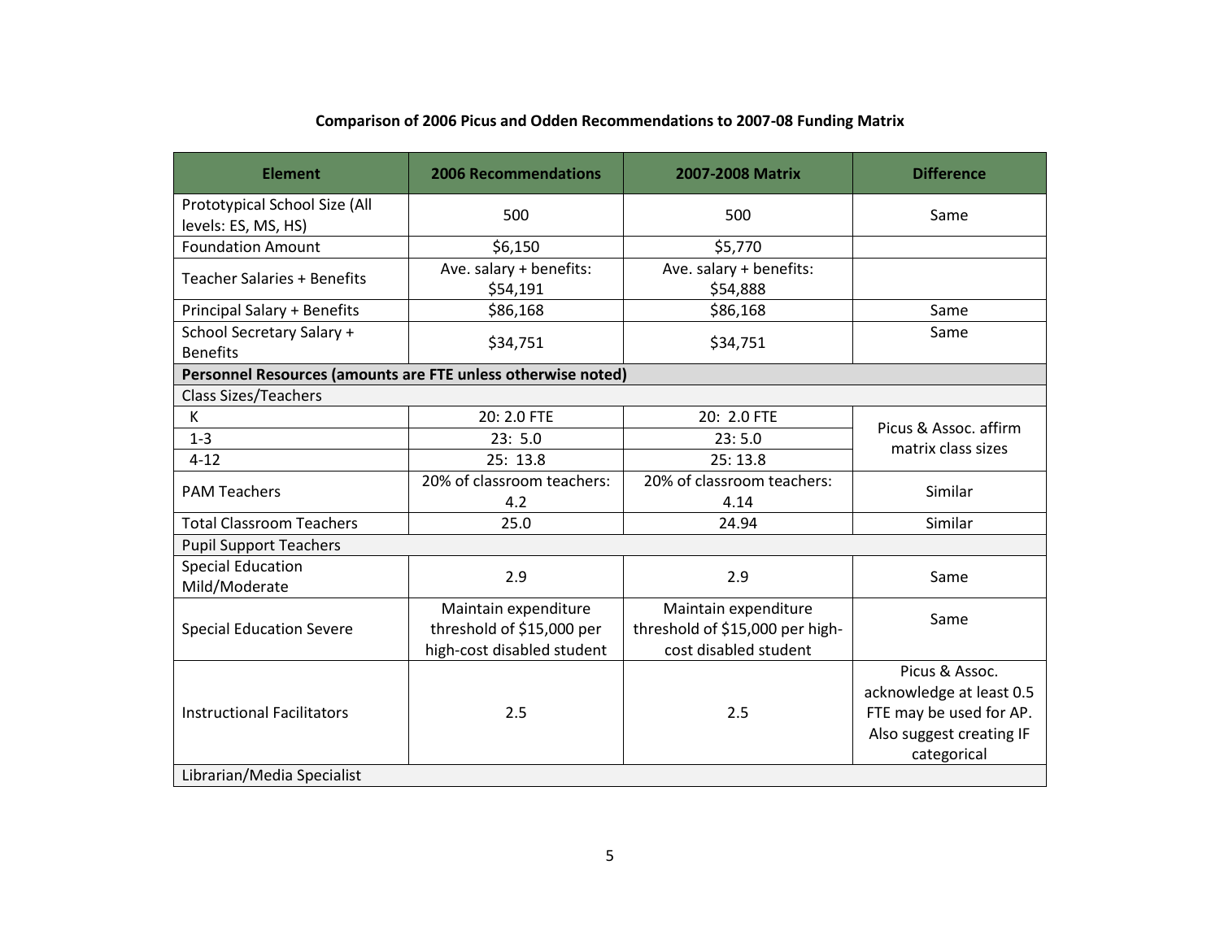**Comparison of 2006 Picus and Odden Recommendations to 2007-08 Funding Matrix**

| Element | 2006 Recommendations | 2007-2008 Matrix | Difference |
|---|---|---|---|
| Prototypical School Size (All levels: ES, MS, HS) | 500 | 500 | Same |
| Foundation Amount | $6,150 | $5,770 | |
| Teacher Salaries + Benefits | Ave. salary + benefits: $54,191 | Ave. salary + benefits: $54,888 | |
| Principal Salary + Benefits | $86,168 | $86,168 | Same |
| School Secretary Salary + Benefits | $34,751 | $34,751 | Same |
| **Personnel Resources (amounts are FTE unless otherwise noted)** | | | |
| Class Sizes/Teachers | | | |
| K | 20: 2.0 FTE | 20: 2.0 FTE | Picus & Assoc. affirm matrix class sizes |
| 1-3 | 23: 5.0 | 23: 5.0 | |
| 4-12 | 25: 13.8 | 25: 13.8 | |
| PAM Teachers | 20% of classroom teachers: 4.2 | 20% of classroom teachers: 4.14 | Similar |
| Total Classroom Teachers | 25.0 | 24.94 | Similar |
| Pupil Support Teachers | | | |
| Special Education Mild/Moderate | 2.9 | 2.9 | Same |
| Special Education Severe | Maintain expenditure threshold of $15,000 per high-cost disabled student | Maintain expenditure threshold of $15,000 per high-cost disabled student | Same |
| Instructional Facilitators | 2.5 | 2.5 | Picus & Assoc. acknowledge at least 0.5 FTE may be used for AP. Also suggest creating IF categorical |
| Librarian/Media Specialist | | | |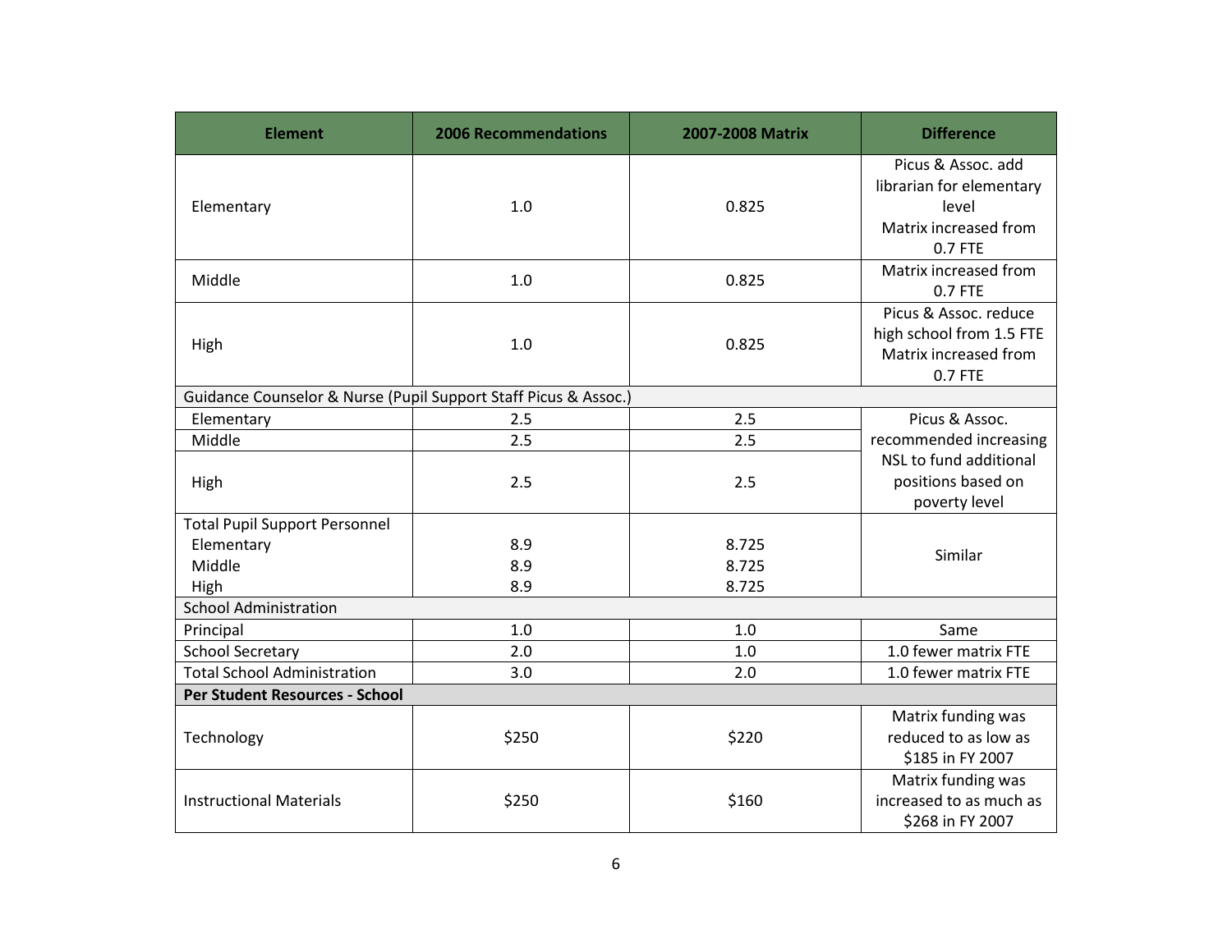| Element | 2006 Recommendations | 2007-2008 Matrix | Difference |
|---|---|---|---|
| Elementary | 1.0 | 0.825 | Picus & Assoc. add librarian for elementary level Matrix increased from 0.7 FTE |
| Middle | 1.0 | 0.825 | Matrix increased from 0.7 FTE |
| High | 1.0 | 0.825 | Picus & Assoc. reduce high school from 1.5 FTE Matrix increased from 0.7 FTE |
| Guidance Counselor & Nurse (Pupil Support Staff Picus & Assoc.) | | | |
| Elementary | 2.5 | 2.5 | Picus & Assoc. recommended increasing NSL to fund additional positions based on poverty level |
| Middle | 2.5 | 2.5 | |
| High | 2.5 | 2.5 | |
| Total Pupil Support Personnel | | | Similar |
| Elementary | 8.9 | 8.725 | |
| Middle | 8.9 | 8.725 | |
| High | 8.9 | 8.725 | |
| School Administration | | | |
| Principal | 1.0 | 1.0 | Same |
| School Secretary | 2.0 | 1.0 | 1.0 fewer matrix FTE |
| Total School Administration | 3.0 | 2.0 | 1.0 fewer matrix FTE |
| **Per Student Resources - School** | | | |
| Technology | $250 | $220 | Matrix funding was reduced to as low as $185 in FY 2007 |
| Instructional Materials | $250 | $160 | Matrix funding was increased to as much as $268 in FY 2007 |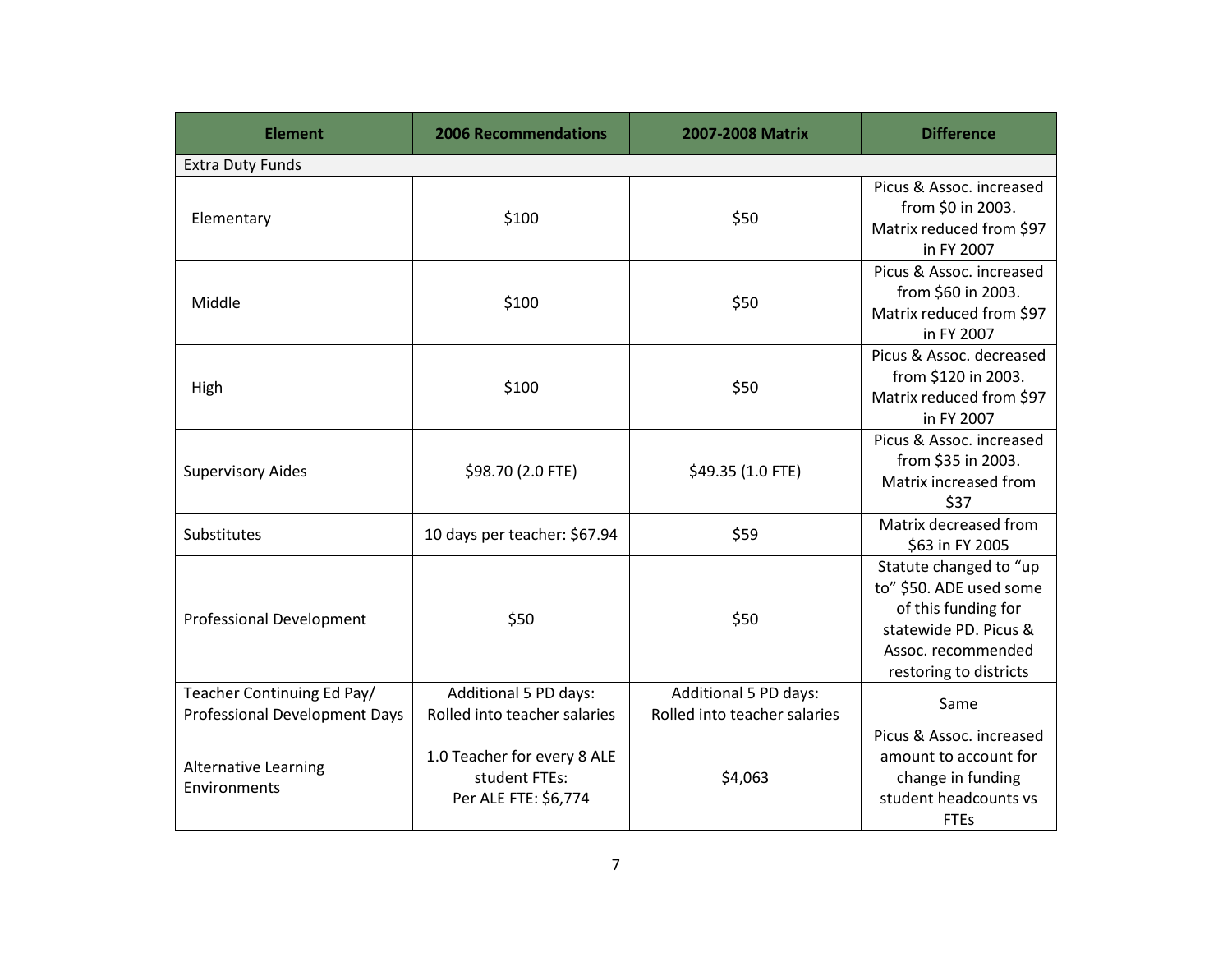| Element | 2006 Recommendations | 2007-2008 Matrix | Difference |
| --- | --- | --- | --- |
| Extra Duty Funds | | | |
| Elementary | $100 | $50 | Picus & Assoc. increased from $0 in 2003. Matrix reduced from $97 in FY 2007 |
| Middle | $100 | $50 | Picus & Assoc. increased from $60 in 2003. Matrix reduced from $97 in FY 2007 |
| High | $100 | $50 | Picus & Assoc. decreased from $120 in 2003. Matrix reduced from $97 in FY 2007 |
| Supervisory Aides | $98.70 (2.0 FTE) | $49.35 (1.0 FTE) | Picus & Assoc. increased from $35 in 2003. Matrix increased from $37 |
| Substitutes | 10 days per teacher: $67.94 | $59 | Matrix decreased from $63 in FY 2005 |
| Professional Development | $50 | $50 | Statute changed to "up to" $50. ADE used some of this funding for statewide PD. Picus & Assoc. recommended restoring to districts |
| Teacher Continuing Ed Pay/ Professional Development Days | Additional 5 PD days: Rolled into teacher salaries | Additional 5 PD days: Rolled into teacher salaries | Same |
| Alternative Learning Environments | 1.0 Teacher for every 8 ALE student FTEs: Per ALE FTE: $6,774 | $4,063 | Picus & Assoc. increased amount to account for change in funding student headcounts vs FTEs |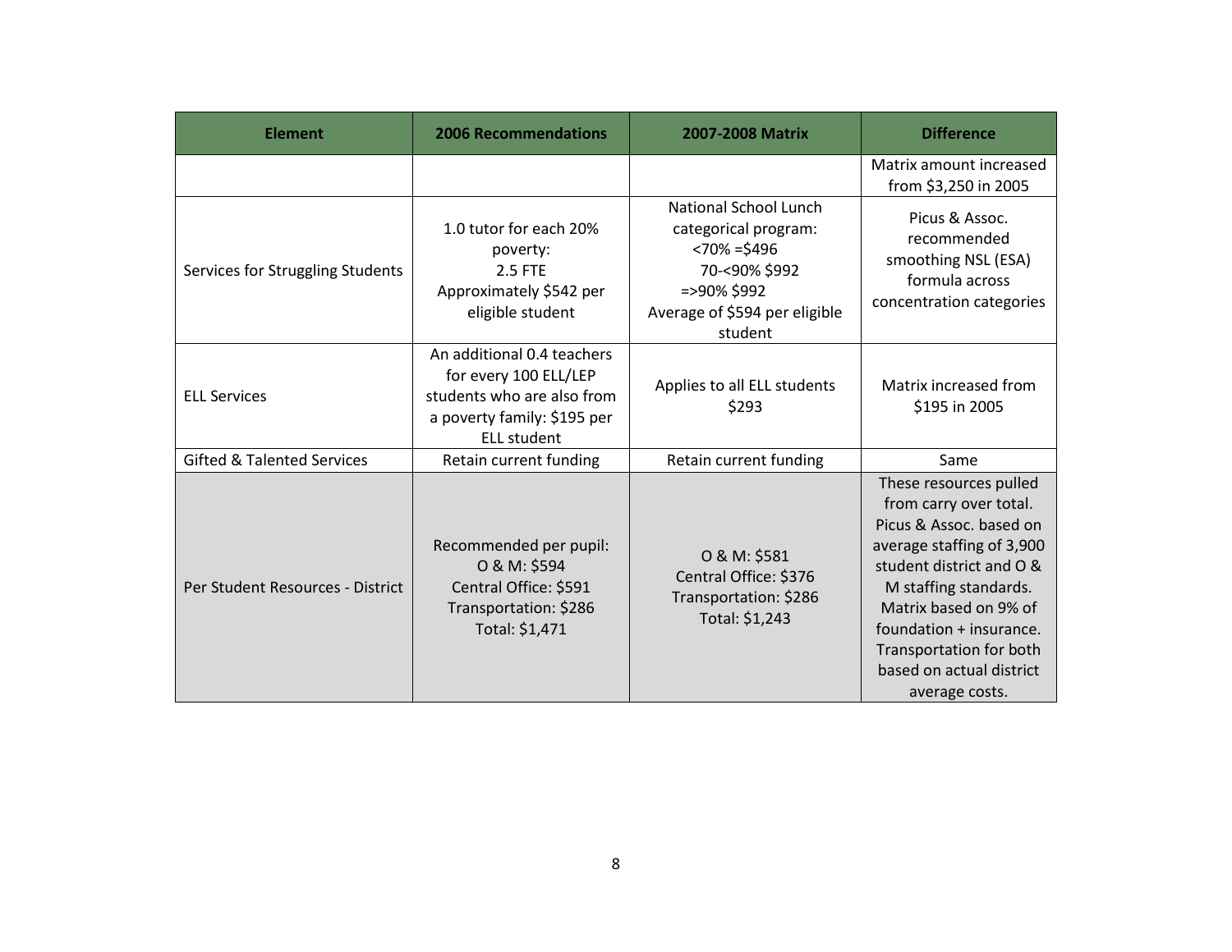| Element | 2006 Recommendations | 2007-2008 Matrix | Difference |
|---|---|---|---|
| | | | Matrix amount increased from $3,250 in 2005 |
| Services for Struggling Students | 1.0 tutor for each 20% poverty:<br>2.5 FTE<br>Approximately $542 per eligible student | National School Lunch categorical program:<br><70% =$496<br>70-<90% $992<br>=>90% $992<br>Average of $594 per eligible student | Picus & Assoc. recommended smoothing NSL (ESA) formula across concentration categories |
| ELL Services | An additional 0.4 teachers for every 100 ELL/LEP students who are also from a poverty family: $195 per ELL student | Applies to all ELL students $293 | Matrix increased from $195 in 2005 |
| Gifted & Talented Services | Retain current funding | Retain current funding | Same |
| Per Student Resources - District | Recommended per pupil:<br>O & M: $594<br>Central Office: $591<br>Transportation: $286<br>Total: $1,471 | O & M: $581<br>Central Office: $376<br>Transportation: $286<br>Total: $1,243 | These resources pulled from carry over total. Picus & Assoc. based on average staffing of 3,900 student district and O & M staffing standards. Matrix based on 9% of foundation + insurance. Transportation for both based on actual district average costs. |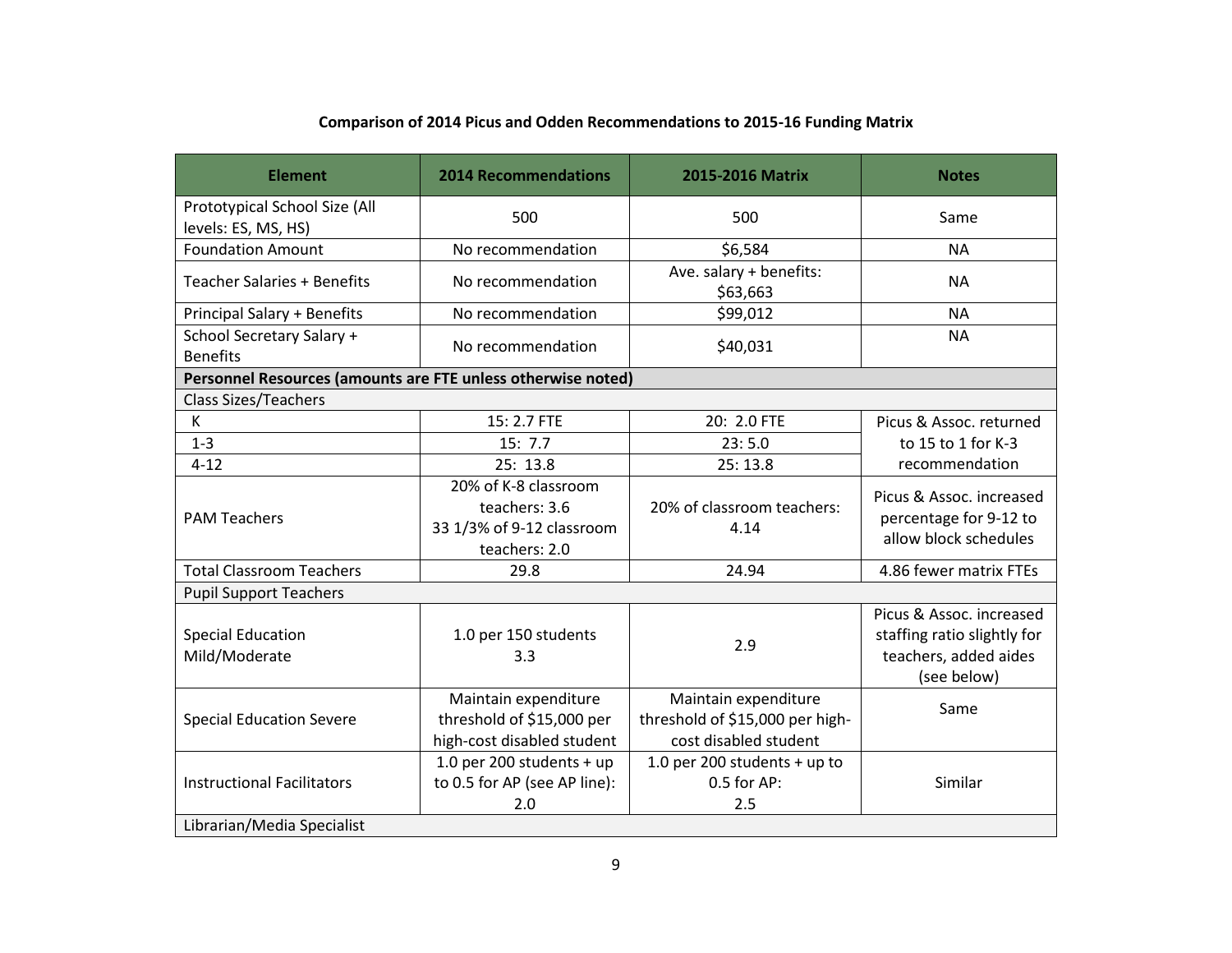**Comparison of 2014 Picus and Odden Recommendations to 2015-16 Funding Matrix**

| Element | 2014 Recommendations | 2015-2016 Matrix | Notes |
|---|---|---|---|
| Prototypical School Size (All levels: ES, MS, HS) | 500 | 500 | Same |
| Foundation Amount | No recommendation | $6,584 | NA |
| Teacher Salaries + Benefits | No recommendation | Ave. salary + benefits: $63,663 | NA |
| Principal Salary + Benefits | No recommendation | $99,012 | NA |
| School Secretary Salary + Benefits | No recommendation | $40,031 | NA |
| **Personnel Resources (amounts are FTE unless otherwise noted)** | | | |
| Class Sizes/Teachers | | | |
| K | 15: 2.7 FTE | 20: 2.0 FTE | Picus & Assoc. returned to 15 to 1 for K-3 recommendation |
| 1-3 | 15: 7.7 | 23: 5.0 | |
| 4-12 | 25: 13.8 | 25: 13.8 | |
| PAM Teachers | 20% of K-8 classroom teachers: 3.6<br>33 1/3% of 9-12 classroom teachers: 2.0 | 20% of classroom teachers: 4.14 | Picus & Assoc. increased percentage for 9-12 to allow block schedules |
| Total Classroom Teachers | 29.8 | 24.94 | 4.86 fewer matrix FTEs |
| Pupil Support Teachers | | | |
| Special Education Mild/Moderate | 1.0 per 150 students<br>3.3 | 2.9 | Picus & Assoc. increased staffing ratio slightly for teachers, added aides (see below) |
| Special Education Severe | Maintain expenditure threshold of $15,000 per high-cost disabled student | Maintain expenditure threshold of $15,000 per high-cost disabled student | Same |
| Instructional Facilitators | 1.0 per 200 students + up to 0.5 for AP (see AP line): 2.0 | 1.0 per 200 students + up to 0.5 for AP:<br>2.5 | Similar |
| Librarian/Media Specialist | | | |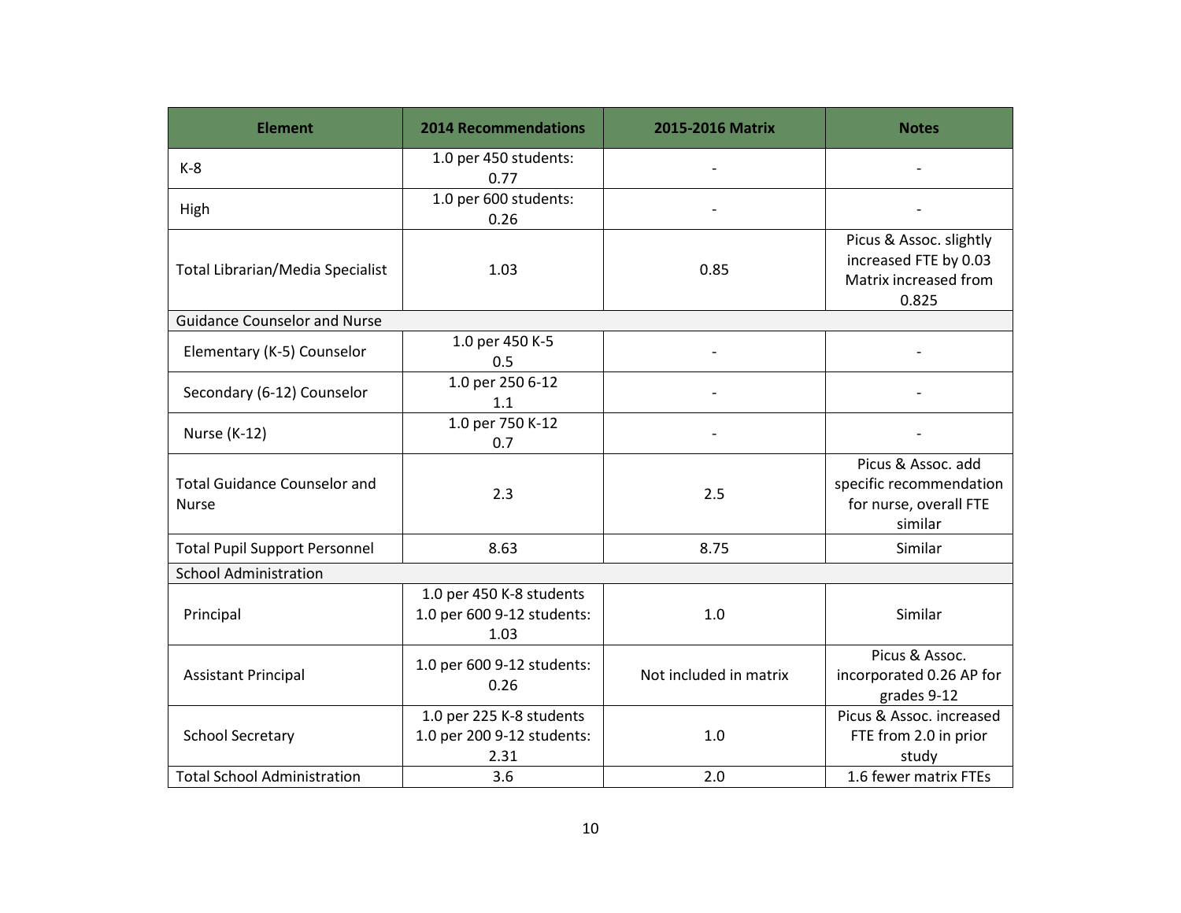| Element | 2014 Recommendations | 2015-2016 Matrix | Notes |
|---|---|---|---|
| K-8 | 1.0 per 450 students: 0.77 | - | - |
| High | 1.0 per 600 students: 0.26 | - | - |
| Total Librarian/Media Specialist | 1.03 | 0.85 | Picus & Assoc. slightly increased FTE by 0.03 Matrix increased from 0.825 |
| Guidance Counselor and Nurse | | | |
| Elementary (K-5) Counselor | 1.0 per 450 K-5 0.5 | - | - |
| Secondary (6-12) Counselor | 1.0 per 250 6-12 1.1 | - | - |
| Nurse (K-12) | 1.0 per 750 K-12 0.7 | - | - |
| Total Guidance Counselor and Nurse | 2.3 | 2.5 | Picus & Assoc. add specific recommendation for nurse, overall FTE similar |
| Total Pupil Support Personnel | 8.63 | 8.75 | Similar |
| School Administration | | | |
| Principal | 1.0 per 450 K-8 students 1.0 per 600 9-12 students: 1.03 | 1.0 | Similar |
| Assistant Principal | 1.0 per 600 9-12 students: 0.26 | Not included in matrix | Picus & Assoc. incorporated 0.26 AP for grades 9-12 |
| School Secretary | 1.0 per 225 K-8 students 1.0 per 200 9-12 students: 2.31 | 1.0 | Picus & Assoc. increased FTE from 2.0 in prior study |
| Total School Administration | 3.6 | 2.0 | 1.6 fewer matrix FTEs |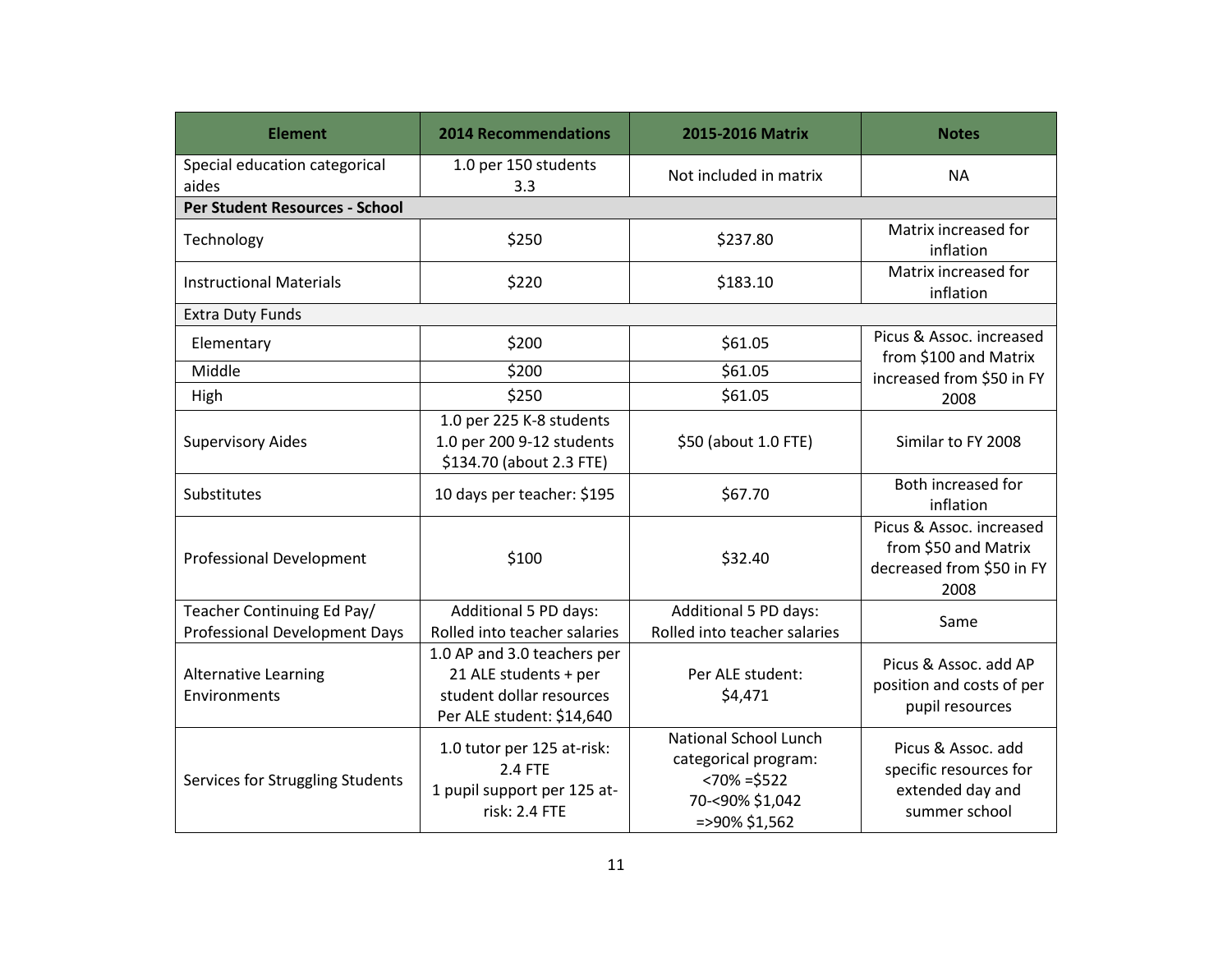| Element | 2014 Recommendations | 2015-2016 Matrix | Notes |
|---|---|---|---|
| Special education categorical aides | 1.0 per 150 students 3.3 | Not included in matrix | NA |
| **Per Student Resources - School** | | | |
| Technology | $250 | $237.80 | Matrix increased for inflation |
| Instructional Materials | $220 | $183.10 | Matrix increased for inflation |
| Extra Duty Funds | | | |
| Elementary | $200 | $61.05 | Picus & Assoc. increased from $100 and Matrix increased from $50 in FY 2008 |
| Middle | $200 | $61.05 | |
| High | $250 | $61.05 | |
| Supervisory Aides | 1.0 per 225 K-8 students 1.0 per 200 9-12 students $134.70 (about 2.3 FTE) | $50 (about 1.0 FTE) | Similar to FY 2008 |
| Substitutes | 10 days per teacher: $195 | $67.70 | Both increased for inflation |
| Professional Development | $100 | $32.40 | Picus & Assoc. increased from $50 and Matrix decreased from $50 in FY 2008 |
| Teacher Continuing Ed Pay/ Professional Development Days | Additional 5 PD days: Rolled into teacher salaries | Additional 5 PD days: Rolled into teacher salaries | Same |
| Alternative Learning Environments | 1.0 AP and 3.0 teachers per 21 ALE students + per student dollar resources Per ALE student: $14,640 | Per ALE student: $4,471 | Picus & Assoc. add AP position and costs of per pupil resources |
| Services for Struggling Students | 1.0 tutor per 125 at-risk: 2.4 FTE 1 pupil support per 125 at-risk: 2.4 FTE | National School Lunch categorical program: <70% =$522 70-<90% $1,042 =>90% $1,562 | Picus & Assoc. add specific resources for extended day and summer school |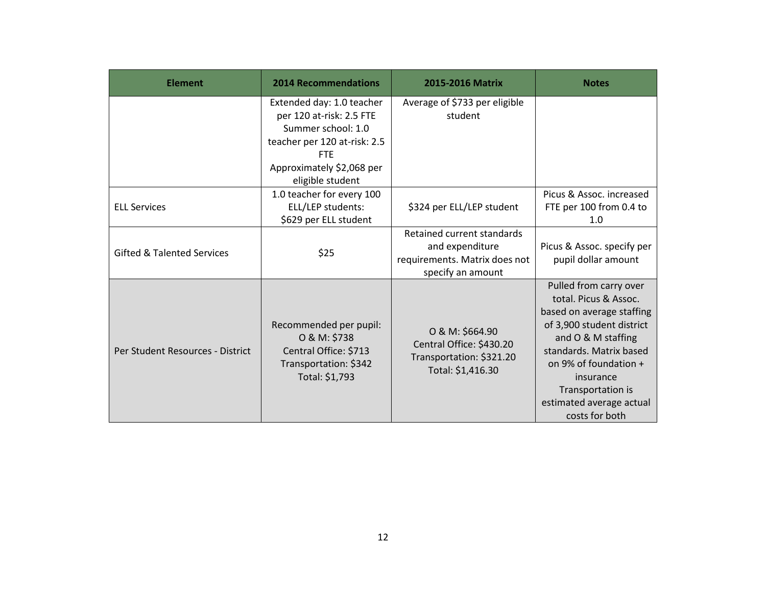| Element | 2014 Recommendations | 2015-2016 Matrix | Notes |
|---|---|---|---|
| | Extended day: 1.0 teacher per 120 at-risk: 2.5 FTE<br>Summer school: 1.0 teacher per 120 at-risk: 2.5 FTE<br>Approximately $2,068 per eligible student | Average of $733 per eligible student | |
| ELL Services | 1.0 teacher for every 100 ELL/LEP students:<br>$629 per ELL student | $324 per ELL/LEP student | Picus & Assoc. increased FTE per 100 from 0.4 to 1.0 |
| Gifted & Talented Services | $25 | Retained current standards and expenditure requirements. Matrix does not specify an amount | Picus & Assoc. specify per pupil dollar amount |
| Per Student Resources - District | Recommended per pupil:<br>O & M: $738<br>Central Office: $713<br>Transportation: $342<br>Total: $1,793 | O & M: $664.90<br>Central Office: $430.20<br>Transportation: $321.20<br>Total: $1,416.30 | Pulled from carry over total. Picus & Assoc. based on average staffing of 3,900 student district and O & M staffing standards. Matrix based on 9% of foundation + insurance<br>Transportation is estimated average actual costs for both |